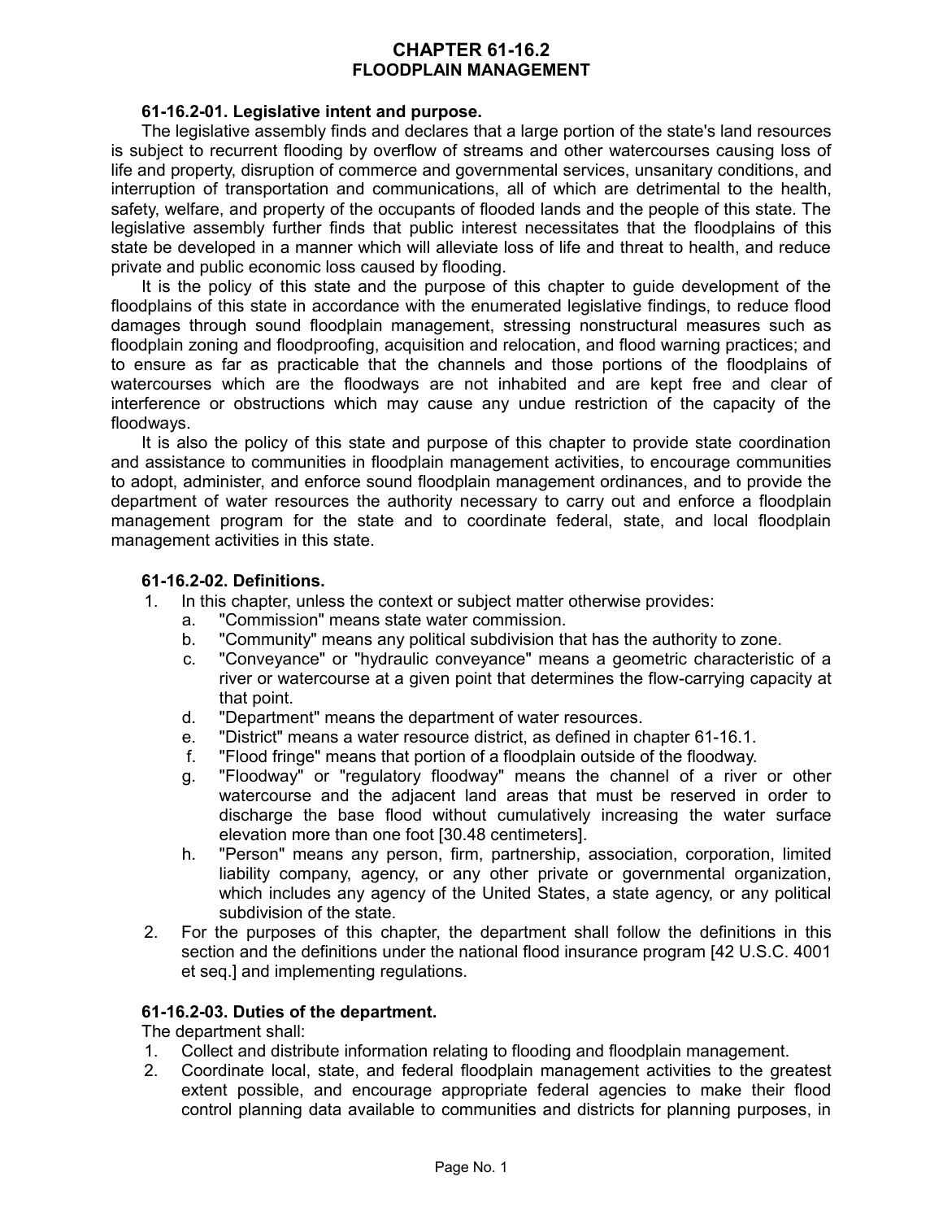# CHAPTER 61-16.2
# FLOODPLAIN MANAGEMENT

### 61-16.2-01. Legislative intent and purpose.

The legislative assembly finds and declares that a large portion of the state's land resources is subject to recurrent flooding by overflow of streams and other watercourses causing loss of life and property, disruption of commerce and governmental services, unsanitary conditions, and interruption of transportation and communications, all of which are detrimental to the health, safety, welfare, and property of the occupants of flooded lands and the people of this state. The legislative assembly further finds that public interest necessitates that the floodplains of this state be developed in a manner which will alleviate loss of life and threat to health, and reduce private and public economic loss caused by flooding.

It is the policy of this state and the purpose of this chapter to guide development of the floodplains of this state in accordance with the enumerated legislative findings, to reduce flood damages through sound floodplain management, stressing nonstructural measures such as floodplain zoning and floodproofing, acquisition and relocation, and flood warning practices; and to ensure as far as practicable that the channels and those portions of the floodplains of watercourses which are the floodways are not inhabited and are kept free and clear of interference or obstructions which may cause any undue restriction of the capacity of the floodways.

It is also the policy of this state and purpose of this chapter to provide state coordination and assistance to communities in floodplain management activities, to encourage communities to adopt, administer, and enforce sound floodplain management ordinances, and to provide the department of water resources the authority necessary to carry out and enforce a floodplain management program for the state and to coordinate federal, state, and local floodplain management activities in this state.

### 61-16.2-02. Definitions.

1. In this chapter, unless the context or subject matter otherwise provides:
   a. "Commission" means state water commission.
   b. "Community" means any political subdivision that has the authority to zone.
   c. "Conveyance" or "hydraulic conveyance" means a geometric characteristic of a river or watercourse at a given point that determines the flow-carrying capacity at that point.
   d. "Department" means the department of water resources.
   e. "District" means a water resource district, as defined in chapter 61-16.1.
   f. "Flood fringe" means that portion of a floodplain outside of the floodway.
   g. "Floodway" or "regulatory floodway" means the channel of a river or other watercourse and the adjacent land areas that must be reserved in order to discharge the base flood without cumulatively increasing the water surface elevation more than one foot [30.48 centimeters].
   h. "Person" means any person, firm, partnership, association, corporation, limited liability company, agency, or any other private or governmental organization, which includes any agency of the United States, a state agency, or any political subdivision of the state.
2. For the purposes of this chapter, the department shall follow the definitions in this section and the definitions under the national flood insurance program [42 U.S.C. 4001 et seq.] and implementing regulations.

### 61-16.2-03. Duties of the department.

The department shall:

1. Collect and distribute information relating to flooding and floodplain management.
2. Coordinate local, state, and federal floodplain management activities to the greatest extent possible, and encourage appropriate federal agencies to make their flood control planning data available to communities and districts for planning purposes, in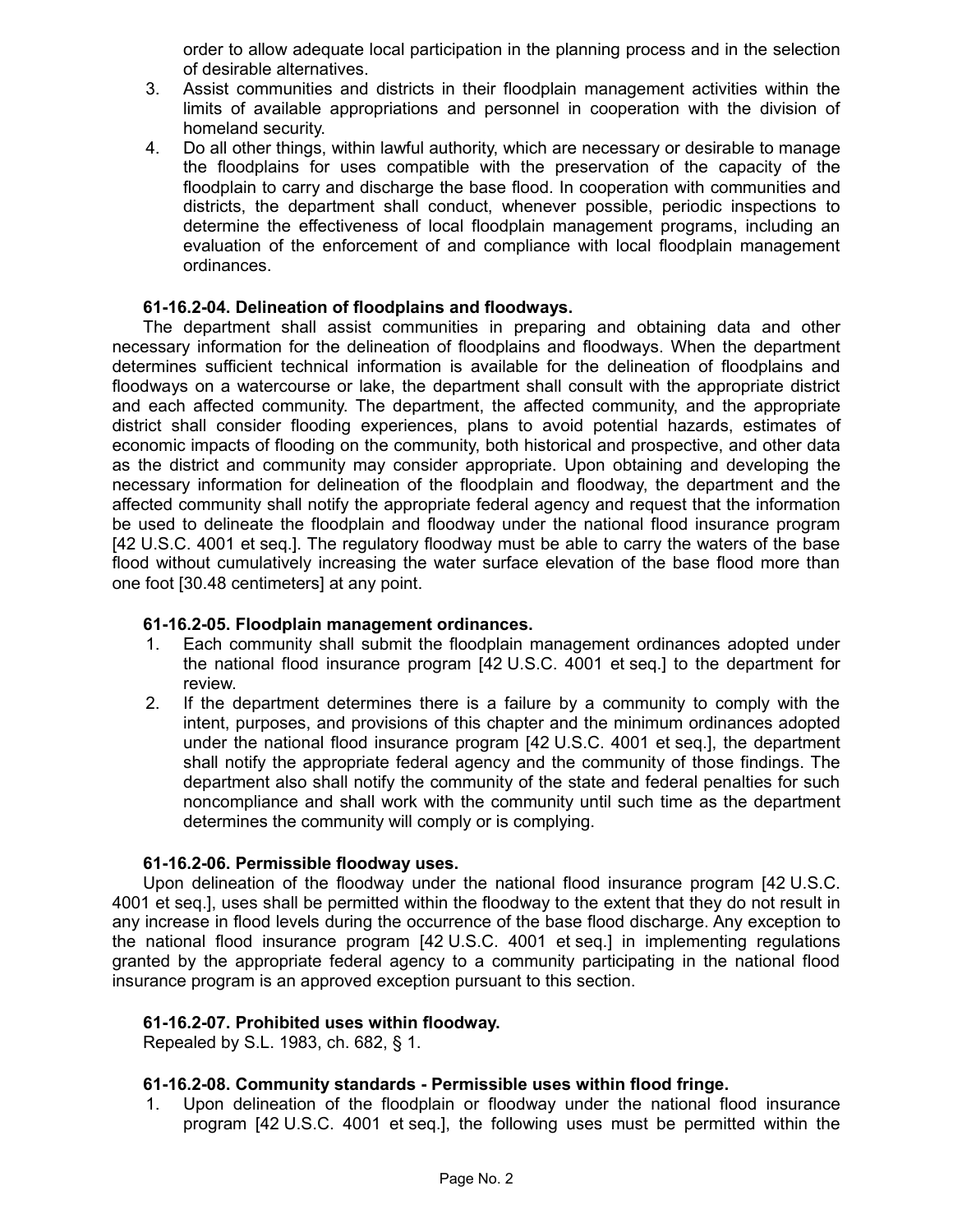order to allow adequate local participation in the planning process and in the selection of desirable alternatives.

3. Assist communities and districts in their floodplain management activities within the limits of available appropriations and personnel in cooperation with the division of homeland security.
4. Do all other things, within lawful authority, which are necessary or desirable to manage the floodplains for uses compatible with the preservation of the capacity of the floodplain to carry and discharge the base flood. In cooperation with communities and districts, the department shall conduct, whenever possible, periodic inspections to determine the effectiveness of local floodplain management programs, including an evaluation of the enforcement of and compliance with local floodplain management ordinances.

**61-16.2-04. Delineation of floodplains and floodways.**

The department shall assist communities in preparing and obtaining data and other necessary information for the delineation of floodplains and floodways. When the department determines sufficient technical information is available for the delineation of floodplains and floodways on a watercourse or lake, the department shall consult with the appropriate district and each affected community. The department, the affected community, and the appropriate district shall consider flooding experiences, plans to avoid potential hazards, estimates of economic impacts of flooding on the community, both historical and prospective, and other data as the district and community may consider appropriate. Upon obtaining and developing the necessary information for delineation of the floodplain and floodway, the department and the affected community shall notify the appropriate federal agency and request that the information be used to delineate the floodplain and floodway under the national flood insurance program [42 U.S.C. 4001 et seq.]. The regulatory floodway must be able to carry the waters of the base flood without cumulatively increasing the water surface elevation of the base flood more than one foot [30.48 centimeters] at any point.

**61-16.2-05. Floodplain management ordinances.**

1. Each community shall submit the floodplain management ordinances adopted under the national flood insurance program [42 U.S.C. 4001 et seq.] to the department for review.
2. If the department determines there is a failure by a community to comply with the intent, purposes, and provisions of this chapter and the minimum ordinances adopted under the national flood insurance program [42 U.S.C. 4001 et seq.], the department shall notify the appropriate federal agency and the community of those findings. The department also shall notify the community of the state and federal penalties for such noncompliance and shall work with the community until such time as the department determines the community will comply or is complying.

**61-16.2-06. Permissible floodway uses.**

Upon delineation of the floodway under the national flood insurance program [42 U.S.C. 4001 et seq.], uses shall be permitted within the floodway to the extent that they do not result in any increase in flood levels during the occurrence of the base flood discharge. Any exception to the national flood insurance program [42 U.S.C. 4001 et seq.] in implementing regulations granted by the appropriate federal agency to a community participating in the national flood insurance program is an approved exception pursuant to this section.

**61-16.2-07. Prohibited uses within floodway.**

Repealed by S.L. 1983, ch. 682, § 1.

**61-16.2-08. Community standards - Permissible uses within flood fringe.**

1. Upon delineation of the floodplain or floodway under the national flood insurance program [42 U.S.C. 4001 et seq.], the following uses must be permitted within the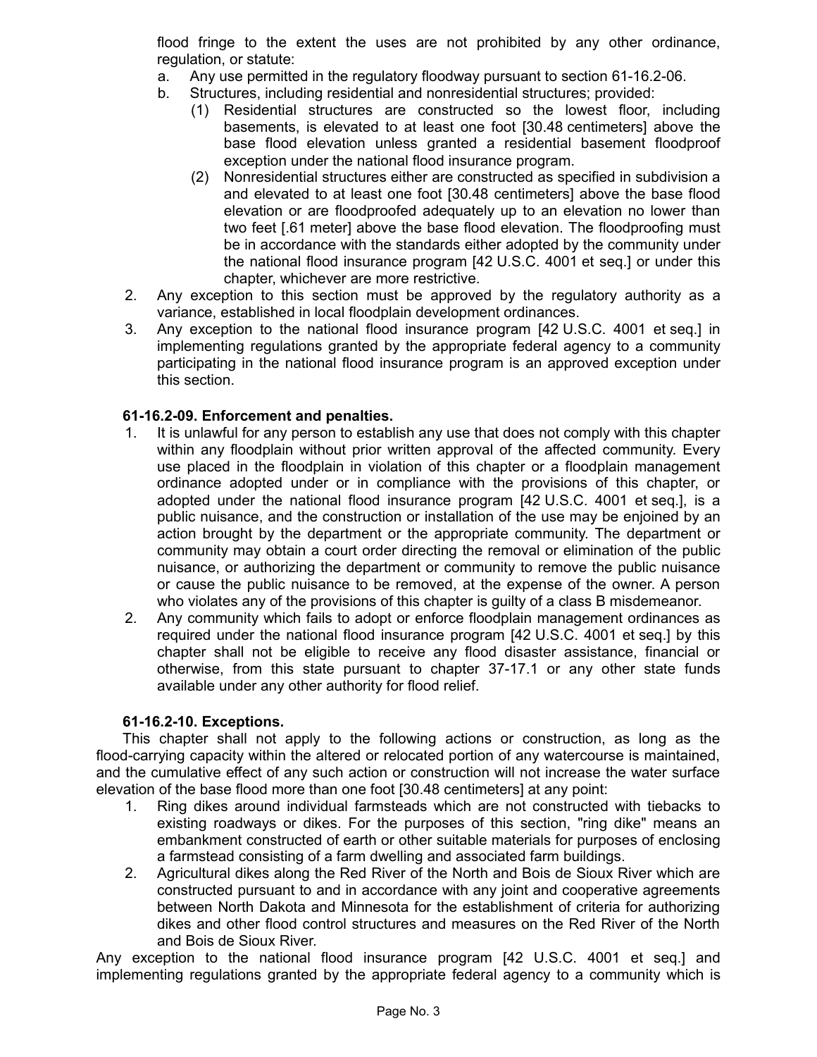flood fringe to the extent the uses are not prohibited by any other ordinance, regulation, or statute:

a. Any use permitted in the regulatory floodway pursuant to section 61-16.2-06.
b. Structures, including residential and nonresidential structures; provided:
   (1) Residential structures are constructed so the lowest floor, including basements, is elevated to at least one foot [30.48 centimeters] above the base flood elevation unless granted a residential basement floodproof exception under the national flood insurance program.
   (2) Nonresidential structures either are constructed as specified in subdivision a and elevated to at least one foot [30.48 centimeters] above the base flood elevation or are floodproofed adequately up to an elevation no lower than two feet [.61 meter] above the base flood elevation. The floodproofing must be in accordance with the standards either adopted by the community under the national flood insurance program [42 U.S.C. 4001 et seq.] or under this chapter, whichever are more restrictive.

2. Any exception to this section must be approved by the regulatory authority as a variance, established in local floodplain development ordinances.
3. Any exception to the national flood insurance program [42 U.S.C. 4001 et seq.] in implementing regulations granted by the appropriate federal agency to a community participating in the national flood insurance program is an approved exception under this section.

**61-16.2-09. Enforcement and penalties.**

1. It is unlawful for any person to establish any use that does not comply with this chapter within any floodplain without prior written approval of the affected community. Every use placed in the floodplain in violation of this chapter or a floodplain management ordinance adopted under or in compliance with the provisions of this chapter, or adopted under the national flood insurance program [42 U.S.C. 4001 et seq.], is a public nuisance, and the construction or installation of the use may be enjoined by an action brought by the department or the appropriate community. The department or community may obtain a court order directing the removal or elimination of the public nuisance, or authorizing the department or community to remove the public nuisance or cause the public nuisance to be removed, at the expense of the owner. A person who violates any of the provisions of this chapter is guilty of a class B misdemeanor.
2. Any community which fails to adopt or enforce floodplain management ordinances as required under the national flood insurance program [42 U.S.C. 4001 et seq.] by this chapter shall not be eligible to receive any flood disaster assistance, financial or otherwise, from this state pursuant to chapter 37-17.1 or any other state funds available under any other authority for flood relief.

**61-16.2-10. Exceptions.**

This chapter shall not apply to the following actions or construction, as long as the flood-carrying capacity within the altered or relocated portion of any watercourse is maintained, and the cumulative effect of any such action or construction will not increase the water surface elevation of the base flood more than one foot [30.48 centimeters] at any point:

1. Ring dikes around individual farmsteads which are not constructed with tiebacks to existing roadways or dikes. For the purposes of this section, "ring dike" means an embankment constructed of earth or other suitable materials for purposes of enclosing a farmstead consisting of a farm dwelling and associated farm buildings.
2. Agricultural dikes along the Red River of the North and Bois de Sioux River which are constructed pursuant to and in accordance with any joint and cooperative agreements between North Dakota and Minnesota for the establishment of criteria for authorizing dikes and other flood control structures and measures on the Red River of the North and Bois de Sioux River.

Any exception to the national flood insurance program [42 U.S.C. 4001 et seq.] and implementing regulations granted by the appropriate federal agency to a community which is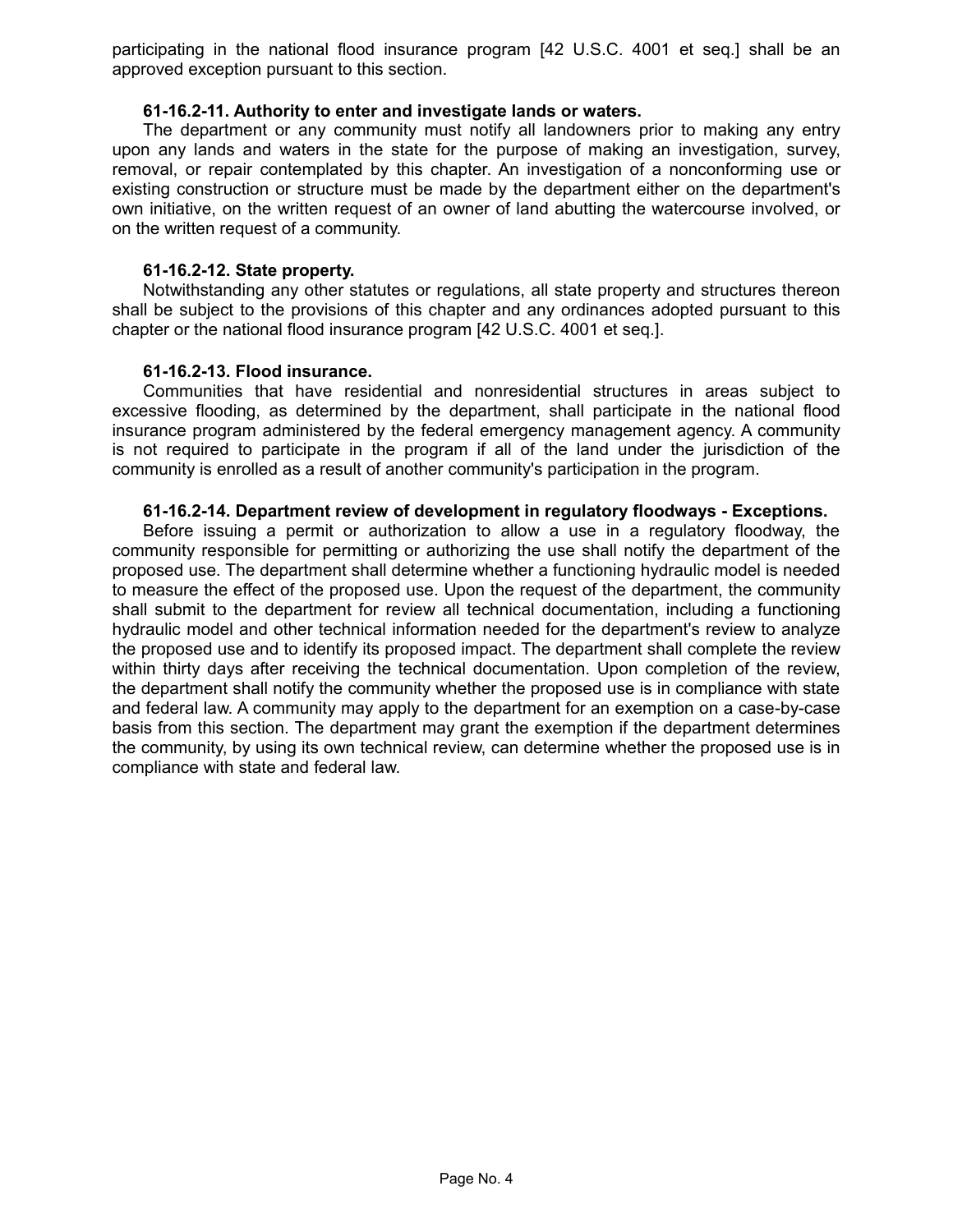participating in the national flood insurance program [42 U.S.C. 4001 et seq.] shall be an approved exception pursuant to this section.

**61-16.2-11. Authority to enter and investigate lands or waters.**

The department or any community must notify all landowners prior to making any entry upon any lands and waters in the state for the purpose of making an investigation, survey, removal, or repair contemplated by this chapter. An investigation of a nonconforming use or existing construction or structure must be made by the department either on the department's own initiative, on the written request of an owner of land abutting the watercourse involved, or on the written request of a community.

**61-16.2-12. State property.**

Notwithstanding any other statutes or regulations, all state property and structures thereon shall be subject to the provisions of this chapter and any ordinances adopted pursuant to this chapter or the national flood insurance program [42 U.S.C. 4001 et seq.].

**61-16.2-13. Flood insurance.**

Communities that have residential and nonresidential structures in areas subject to excessive flooding, as determined by the department, shall participate in the national flood insurance program administered by the federal emergency management agency. A community is not required to participate in the program if all of the land under the jurisdiction of the community is enrolled as a result of another community's participation in the program.

**61-16.2-14. Department review of development in regulatory floodways - Exceptions.**

Before issuing a permit or authorization to allow a use in a regulatory floodway, the community responsible for permitting or authorizing the use shall notify the department of the proposed use. The department shall determine whether a functioning hydraulic model is needed to measure the effect of the proposed use. Upon the request of the department, the community shall submit to the department for review all technical documentation, including a functioning hydraulic model and other technical information needed for the department's review to analyze the proposed use and to identify its proposed impact. The department shall complete the review within thirty days after receiving the technical documentation. Upon completion of the review, the department shall notify the community whether the proposed use is in compliance with state and federal law. A community may apply to the department for an exemption on a case-by-case basis from this section. The department may grant the exemption if the department determines the community, by using its own technical review, can determine whether the proposed use is in compliance with state and federal law.